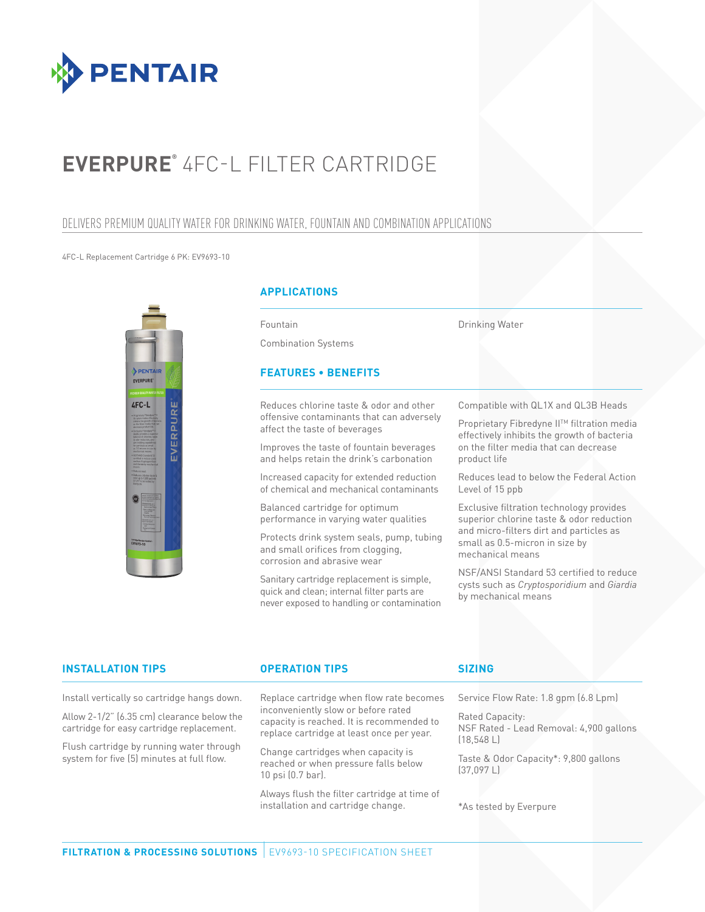# EVERPURE® 4FC-L FILTER CARTRIDGE

## DELIVERS PREMIUM QUALITY WATER FOR DRINKING WATER, FOUNTAIN AND COMBINATION APPLICATIONS

4FC-L Replacement Cartridge 6 PK: EV9693-10

### APPLICATIONS

- Fountain
- Combination Systems
- Drinking Water

### FEATURES • BENEFITS

- Reduces chlorine taste & odor and other offensive contaminants that can adversely affect the taste of beverages
- Improves the taste of fountain beverages and helps retain the drink's carbonation
- Increased capacity for extended reduction of chemical and mechanical contaminants
- Balanced cartridge for optimum performance in varying water qualities
- Protects drink system seals, pump, tubing and small orifices from clogging, corrosion and abrasive wear
- Sanitary cartridge replacement is simple, quick and clean; internal filter parts are never exposed to handling or contamination
- Compatible with QL1X and QL3B Heads
- Proprietary Fibredyne II™ filtration media effectively inhibits the growth of bacteria on the filter media that can decrease product life
- Reduces lead to below the Federal Action Level of 15 ppb
- Exclusive filtration technology provides superior chlorine taste & odor reduction and micro-filters dirt and particles as small as 0.5-micron in size by mechanical means
- NSF/ANSI Standard 53 certified to reduce cysts such as *Cryptosporidium* and *Giardia* by mechanical means

### INSTALLATION TIPS

Install vertically so cartridge hangs down.

Allow 2-1/2" (6.35 cm) clearance below the cartridge for easy cartridge replacement.

Flush cartridge by running water through system for five (5) minutes at full flow.

### OPERATION TIPS

Replace cartridge when flow rate becomes inconveniently slow or before rated capacity is reached. It is recommended to replace cartridge at least once per year.

Change cartridges when capacity is reached or when pressure falls below 10 psi (0.7 bar).

Always flush the filter cartridge at time of installation and cartridge change.

### SIZING

Service Flow Rate: 1.8 gpm (6.8 Lpm)

Rated Capacity:
NSF Rated - Lead Removal: 4,900 gallons (18,548 L)

Taste & Odor Capacity*: 9,800 gallons (37,097 L)

*As tested by Everpure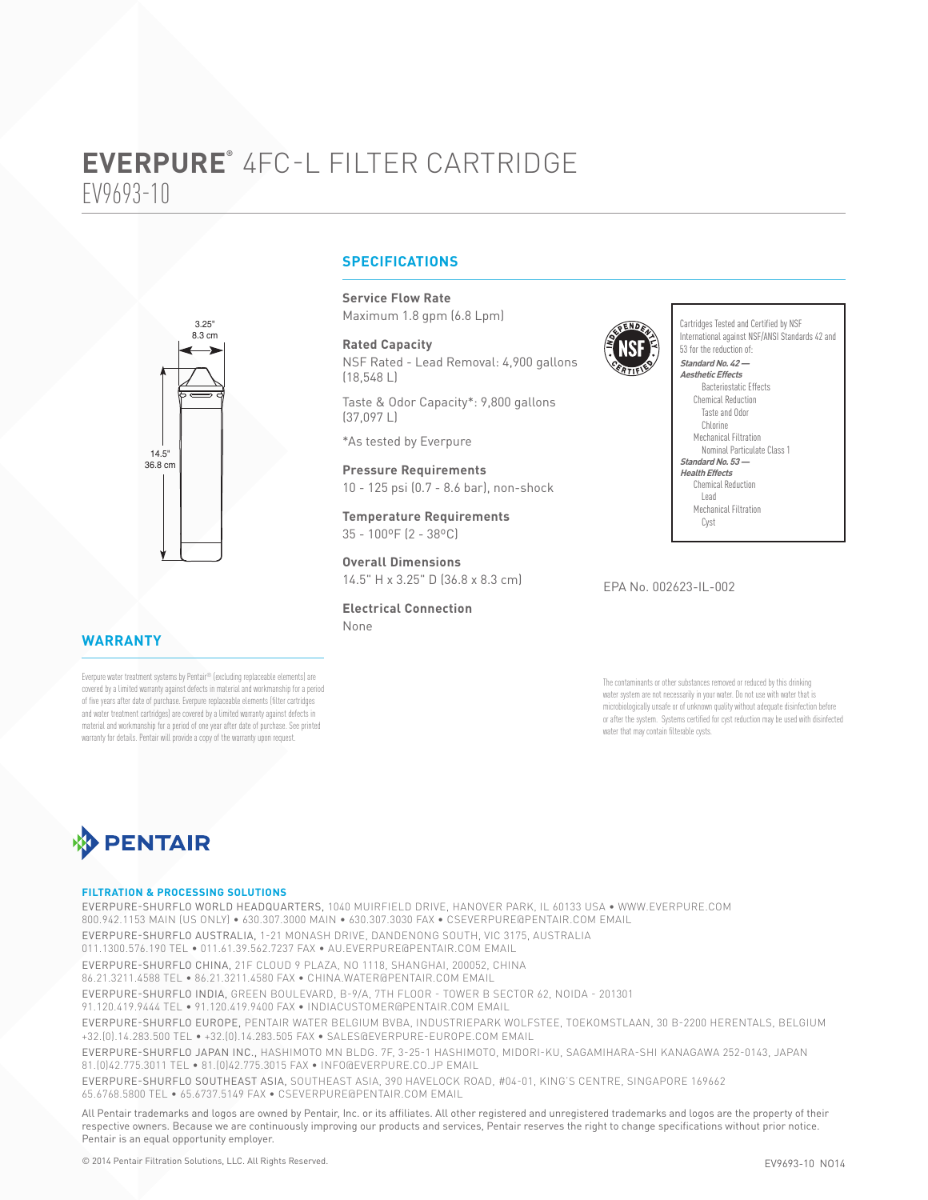# EVERPURE® 4FC-L FILTER CARTRIDGE
EV9693-10

3.25"
8.3 cm

14.5"
36.8 cm

## SPECIFICATIONS

**Service Flow Rate**
Maximum 1.8 gpm (6.8 Lpm)

**Rated Capacity**
NSF Rated - Lead Removal: 4,900 gallons (18,548 L)

Taste & Odor Capacity*: 9,800 gallons (37,097 L)

*As tested by Everpure

**Pressure Requirements**
10 - 125 psi (0.7 - 8.6 bar), non-shock

**Temperature Requirements**
35 - 100ºF (2 - 38ºC)

**Overall Dimensions**
14.5" H x 3.25" D (36.8 x 8.3 cm)

**Electrical Connection**
None

INDEPENDENTLY NSF CERTIFIED

Cartridges Tested and Certified by NSF International against NSF/ANSI Standards 42 and 53 for the reduction of:

***Standard No. 42 — Aesthetic Effects***
- Bacteriostatic Effects
- Chemical Reduction
  - Taste and Odor
  - Chlorine
- Mechanical Filtration
  - Nominal Particulate Class 1

***Standard No. 53 — Health Effects***
- Chemical Reduction
  - Lead
- Mechanical Filtration
  - Cyst

EPA No. 002623-IL-002

## WARRANTY

Everpure water treatment systems by Pentair® (excluding replaceable elements) are covered by a limited warranty against defects in material and workmanship for a period of five years after date of purchase. Everpure replaceable elements (filter cartridges and water treatment cartridges) are covered by a limited warranty against defects in material and workmanship for a period of one year after date of purchase. See printed warranty for details. Pentair will provide a copy of the warranty upon request.

The contaminants or other substances removed or reduced by this drinking water system are not necessarily in your water. Do not use with water that is microbiologically unsafe or of unknown quality without adequate disinfection before or after the system. Systems certified for cyst reduction may be used with disinfected water that may contain filterable cysts.

PENTAIR

**FILTRATION & PROCESSING SOLUTIONS**

EVERPURE-SHURFLO WORLD HEADQUARTERS, 1040 MUIRFIELD DRIVE, HANOVER PARK, IL 60133 USA • WWW.EVERPURE.COM
800.942.1153 MAIN (US ONLY) • 630.307.3000 MAIN • 630.307.3030 FAX • CSEVERPURE@PENTAIR.COM EMAIL

EVERPURE-SHURFLO AUSTRALIA, 1-21 MONASH DRIVE, DANDENONG SOUTH, VIC 3175, AUSTRALIA
011.1300.576.190 TEL • 011.61.39.562.7237 FAX • AU.EVERPURE@PENTAIR.COM EMAIL

EVERPURE-SHURFLO CHINA, 21F CLOUD 9 PLAZA, NO 1118, SHANGHAI, 200052, CHINA
86.21.3211.4588 TEL • 86.21.3211.4580 FAX • CHINA.WATER@PENTAIR.COM EMAIL

EVERPURE-SHURFLO INDIA, GREEN BOULEVARD, B-9/A, 7TH FLOOR - TOWER B SECTOR 62, NOIDA - 201301
91.120.419.9444 TEL • 91.120.419.9400 FAX • INDIACUSTOMER@PENTAIR.COM EMAIL

EVERPURE-SHURFLO EUROPE, PENTAIR WATER BELGIUM BVBA, INDUSTRIEPARK WOLFSTEE, TOEKOMSTLAAN, 30 B-2200 HERENTALS, BELGIUM
+32.(0).14.283.500 TEL • +32.(0).14.283.505 FAX • SALES@EVERPURE-EUROPE.COM EMAIL

EVERPURE-SHURFLO JAPAN INC., HASHIMOTO MN BLDG. 7F, 3-25-1 HASHIMOTO, MIDORI-KU, SAGAMIHARA-SHI KANAGAWA 252-0143, JAPAN
81.(0)42.775.3011 TEL • 81.(0)42.775.3015 FAX • INFO@EVERPURE.CO.JP EMAIL

EVERPURE-SHURFLO SOUTHEAST ASIA, SOUTHEAST ASIA, 390 HAVELOCK ROAD, #04-01, KING'S CENTRE, SINGAPORE 169662
65.6768.5800 TEL • 65.6737.5149 FAX • CSEVERPURE@PENTAIR.COM EMAIL

All Pentair trademarks and logos are owned by Pentair, Inc. or its affiliates. All other registered and unregistered trademarks and logos are the property of their respective owners. Because we are continuously improving our products and services, Pentair reserves the right to change specifications without prior notice. Pentair is an equal opportunity employer.

© 2014 Pentair Filtration Solutions, LLC. All Rights Reserved.

EV9693-10 NO14